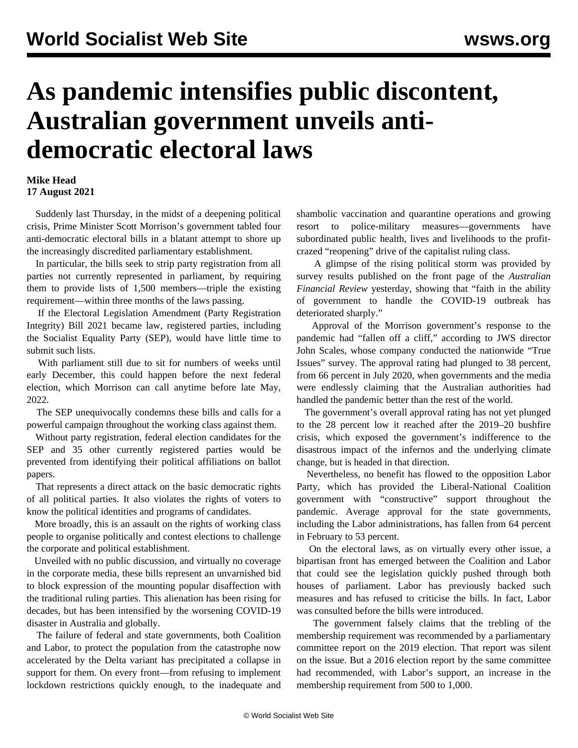# As pandemic intensifies public discontent, Australian government unveils anti-democratic electoral laws

**Mike Head**
**17 August 2021**

Suddenly last Thursday, in the midst of a deepening political crisis, Prime Minister Scott Morrison's government tabled four anti-democratic electoral bills in a blatant attempt to shore up the increasingly discredited parliamentary establishment.

In particular, the bills seek to strip party registration from all parties not currently represented in parliament, by requiring them to provide lists of 1,500 members—triple the existing requirement—within three months of the laws passing.

If the Electoral Legislation Amendment (Party Registration Integrity) Bill 2021 became law, registered parties, including the Socialist Equality Party (SEP), would have little time to submit such lists.

With parliament still due to sit for numbers of weeks until early December, this could happen before the next federal election, which Morrison can call anytime before late May, 2022.

The SEP unequivocally condemns these bills and calls for a powerful campaign throughout the working class against them.

Without party registration, federal election candidates for the SEP and 35 other currently registered parties would be prevented from identifying their political affiliations on ballot papers.

That represents a direct attack on the basic democratic rights of all political parties. It also violates the rights of voters to know the political identities and programs of candidates.

More broadly, this is an assault on the rights of working class people to organise politically and contest elections to challenge the corporate and political establishment.

Unveiled with no public discussion, and virtually no coverage in the corporate media, these bills represent an unvarnished bid to block expression of the mounting popular disaffection with the traditional ruling parties. This alienation has been rising for decades, but has been intensified by the worsening COVID-19 disaster in Australia and globally.

The failure of federal and state governments, both Coalition and Labor, to protect the population from the catastrophe now accelerated by the Delta variant has precipitated a collapse in support for them. On every front—from refusing to implement lockdown restrictions quickly enough, to the inadequate and shambolic vaccination and quarantine operations and growing resort to police-military measures—governments have subordinated public health, lives and livelihoods to the profit-crazed "reopening" drive of the capitalist ruling class.

A glimpse of the rising political storm was provided by survey results published on the front page of the *Australian Financial Review* yesterday, showing that "faith in the ability of government to handle the COVID-19 outbreak has deteriorated sharply."

Approval of the Morrison government's response to the pandemic had "fallen off a cliff," according to JWS director John Scales, whose company conducted the nationwide "True Issues" survey. The approval rating had plunged to 38 percent, from 66 percent in July 2020, when governments and the media were endlessly claiming that the Australian authorities had handled the pandemic better than the rest of the world.

The government's overall approval rating has not yet plunged to the 28 percent low it reached after the 2019–20 bushfire crisis, which exposed the government's indifference to the disastrous impact of the infernos and the underlying climate change, but is headed in that direction.

Nevertheless, no benefit has flowed to the opposition Labor Party, which has provided the Liberal-National Coalition government with "constructive" support throughout the pandemic. Average approval for the state governments, including the Labor administrations, has fallen from 64 percent in February to 53 percent.

On the electoral laws, as on virtually every other issue, a bipartisan front has emerged between the Coalition and Labor that could see the legislation quickly pushed through both houses of parliament. Labor has previously backed such measures and has refused to criticise the bills. In fact, Labor was consulted before the bills were introduced.

The government falsely claims that the trebling of the membership requirement was recommended by a parliamentary committee report on the 2019 election. That report was silent on the issue. But a 2016 election report by the same committee had recommended, with Labor's support, an increase in the membership requirement from 500 to 1,000.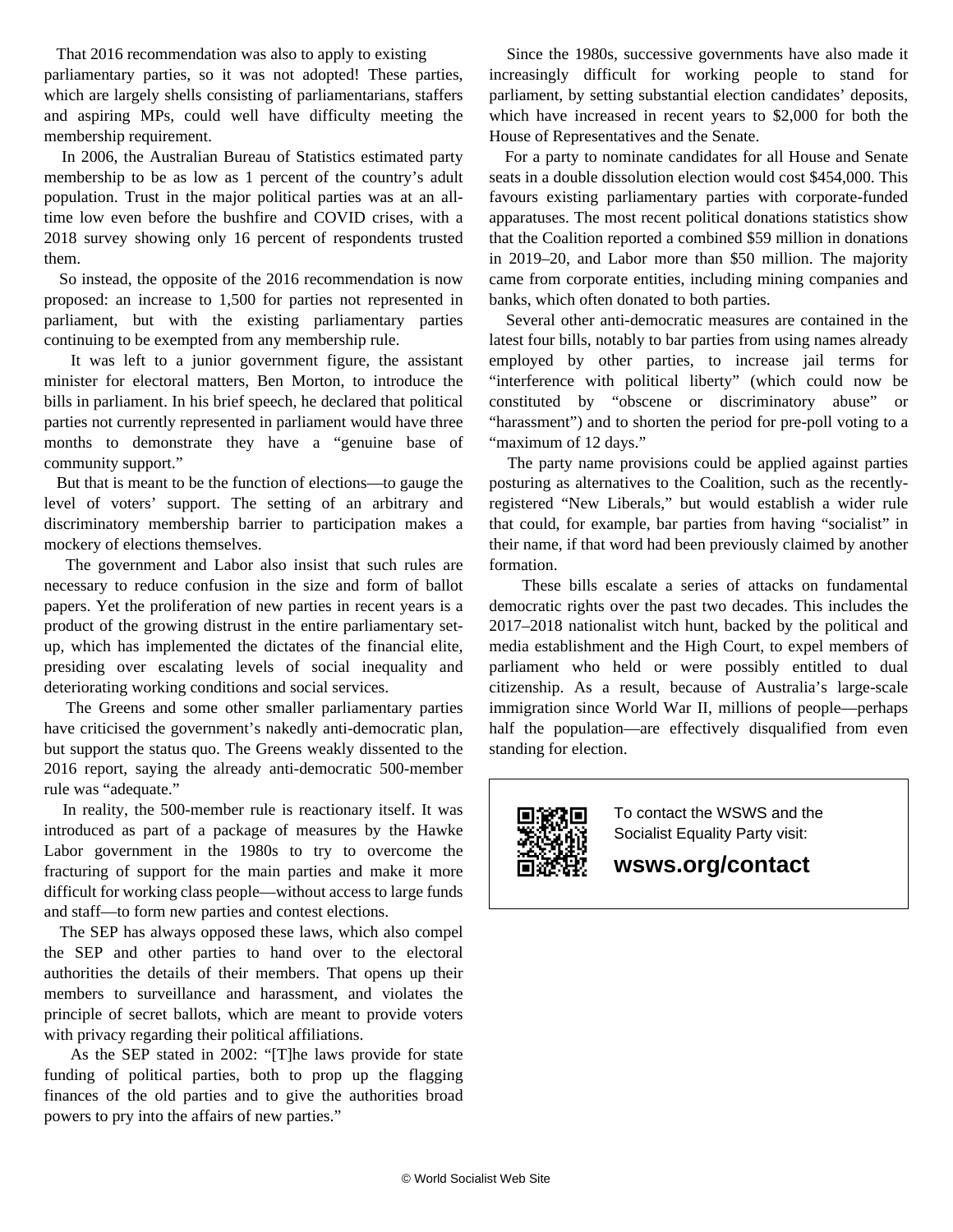That 2016 recommendation was also to apply to existing parliamentary parties, so it was not adopted! These parties, which are largely shells consisting of parliamentarians, staffers and aspiring MPs, could well have difficulty meeting the membership requirement.

In 2006, the Australian Bureau of Statistics estimated party membership to be as low as 1 percent of the country's adult population. Trust in the major political parties was at an all-time low even before the bushfire and COVID crises, with a 2018 survey showing only 16 percent of respondents trusted them.

So instead, the opposite of the 2016 recommendation is now proposed: an increase to 1,500 for parties not represented in parliament, but with the existing parliamentary parties continuing to be exempted from any membership rule.

It was left to a junior government figure, the assistant minister for electoral matters, Ben Morton, to introduce the bills in parliament. In his brief speech, he declared that political parties not currently represented in parliament would have three months to demonstrate they have a "genuine base of community support."

But that is meant to be the function of elections—to gauge the level of voters' support. The setting of an arbitrary and discriminatory membership barrier to participation makes a mockery of elections themselves.

The government and Labor also insist that such rules are necessary to reduce confusion in the size and form of ballot papers. Yet the proliferation of new parties in recent years is a product of the growing distrust in the entire parliamentary set-up, which has implemented the dictates of the financial elite, presiding over escalating levels of social inequality and deteriorating working conditions and social services.

The Greens and some other smaller parliamentary parties have criticised the government's nakedly anti-democratic plan, but support the status quo. The Greens weakly dissented to the 2016 report, saying the already anti-democratic 500-member rule was "adequate."

In reality, the 500-member rule is reactionary itself. It was introduced as part of a package of measures by the Hawke Labor government in the 1980s to try to overcome the fracturing of support for the main parties and make it more difficult for working class people—without access to large funds and staff—to form new parties and contest elections.

The SEP has always opposed these laws, which also compel the SEP and other parties to hand over to the electoral authorities the details of their members. That opens up their members to surveillance and harassment, and violates the principle of secret ballots, which are meant to provide voters with privacy regarding their political affiliations.

As the SEP stated in 2002: "[T]he laws provide for state funding of political parties, both to prop up the flagging finances of the old parties and to give the authorities broad powers to pry into the affairs of new parties."

Since the 1980s, successive governments have also made it increasingly difficult for working people to stand for parliament, by setting substantial election candidates' deposits, which have increased in recent years to $2,000 for both the House of Representatives and the Senate.

For a party to nominate candidates for all House and Senate seats in a double dissolution election would cost $454,000. This favours existing parliamentary parties with corporate-funded apparatuses. The most recent political donations statistics show that the Coalition reported a combined $59 million in donations in 2019–20, and Labor more than $50 million. The majority came from corporate entities, including mining companies and banks, which often donated to both parties.

Several other anti-democratic measures are contained in the latest four bills, notably to bar parties from using names already employed by other parties, to increase jail terms for "interference with political liberty" (which could now be constituted by "obscene or discriminatory abuse" or "harassment") and to shorten the period for pre-poll voting to a "maximum of 12 days."

The party name provisions could be applied against parties posturing as alternatives to the Coalition, such as the recently-registered "New Liberals," but would establish a wider rule that could, for example, bar parties from having "socialist" in their name, if that word had been previously claimed by another formation.

These bills escalate a series of attacks on fundamental democratic rights over the past two decades. This includes the 2017–2018 nationalist witch hunt, backed by the political and media establishment and the High Court, to expel members of parliament who held or were possibly entitled to dual citizenship. As a result, because of Australia's large-scale immigration since World War II, millions of people—perhaps half the population—are effectively disqualified from even standing for election.

To contact the WSWS and the Socialist Equality Party visit:

**wsws.org/contact**